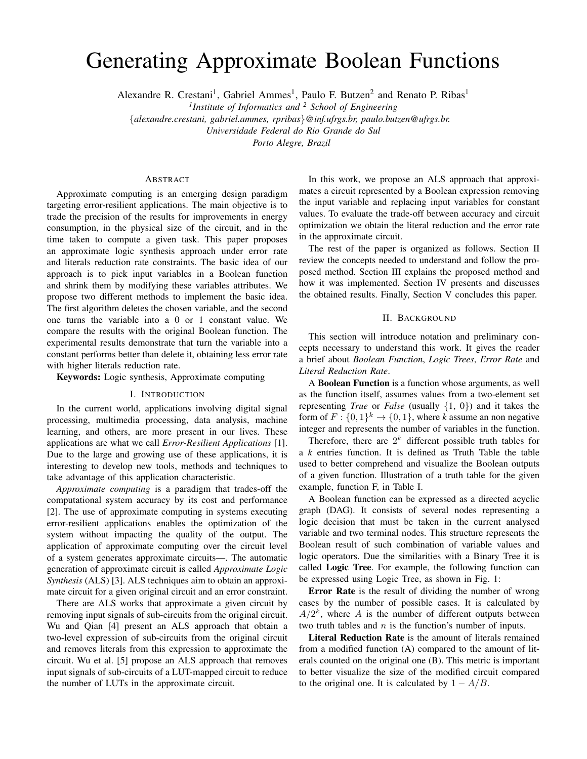// Generating Approximate Boolean Functions

Alexandre R. Crestani[1], Gabriel Ammes[1], Paulo F. Butzen[2] and Renato P. Ribas[1]

[1]*Institute of Informatics and* [2] *School of Engineering*

{*alexandre.crestani, gabriel.ammes, rpribas*}*@inf.ufrgs.br, paulo.butzen@ufrgs.br.*

*Universidade Federal do Rio Grande do Sul*

*Porto Alegre, Brazil*

## Abstract

Approximate computing is an emerging design paradigm targeting error-resilient applications. The main objective is to trade the precision of the results for improvements in energy consumption, in the physical size of the circuit, and in the time taken to compute a given task. This paper proposes an approximate logic synthesis approach under error rate and literals reduction rate constraints. The basic idea of our approach is to pick input variables in a Boolean function and shrink them by modifying these variables attributes. We propose two different methods to implement the basic idea. The first algorithm deletes the chosen variable, and the second one turns the variable into a 0 or 1 constant value. We compare the results with the original Boolean function. The experimental results demonstrate that turn the variable into a constant performs better than delete it, obtaining less error rate with higher literals reduction rate.

**Keywords:** Logic synthesis, Approximate computing

## I. Introduction

In the current world, applications involving digital signal processing, multimedia processing, data analysis, machine learning, and others, are more present in our lives. These applications are what we call *Error-Resilient Applications* [1]. Due to the large and growing use of these applications, it is interesting to develop new tools, methods and techniques to take advantage of this application characteristic.

*Approximate computing* is a paradigm that trades-off the computational system accuracy by its cost and performance [2]. The use of approximate computing in systems executing error-resilient applications enables the optimization of the system without impacting the quality of the output. The application of approximate computing over the circuit level of a system generates approximate circuits—. The automatic generation of approximate circuit is called *Approximate Logic Synthesis* (ALS) [3]. ALS techniques aim to obtain an approximate circuit for a given original circuit and an error constraint.

There are ALS works that approximate a given circuit by removing input signals of sub-circuits from the original circuit. Wu and Qian [4] present an ALS approach that obtain a two-level expression of sub-circuits from the original circuit and removes literals from this expression to approximate the circuit. Wu et al. [5] propose an ALS approach that removes input signals of sub-circuits of a LUT-mapped circuit to reduce the number of LUTs in the approximate circuit.

In this work, we propose an ALS approach that approximates a circuit represented by a Boolean expression removing the input variable and replacing input variables for constant values. To evaluate the trade-off between accuracy and circuit optimization we obtain the literal reduction and the error rate in the approximate circuit.

The rest of the paper is organized as follows. Section II review the concepts needed to understand and follow the proposed method. Section III explains the proposed method and how it was implemented. Section IV presents and discusses the obtained results. Finally, Section V concludes this paper.

## II. Background

This section will introduce notation and preliminary concepts necessary to understand this work. It gives the reader a brief about *Boolean Function*, *Logic Trees*, *Error Rate* and *Literal Reduction Rate*.

A **Boolean Function** is a function whose arguments, as well as the function itself, assumes values from a two-element set representing *True* or *False* (usually {1, 0}) and it takes the form of $F : \{0, 1\}^k \rightarrow \{0, 1\}$, where *k* assume an non negative integer and represents the number of variables in the function.

Therefore, there are $2^k$ different possible truth tables for a $k$ entries function. It is defined as Truth Table the table used to better comprehend and visualize the Boolean outputs of a given function. Illustration of a truth table for the given example, function F, in Table I.

A Boolean function can be expressed as a directed acyclic graph (DAG). It consists of several nodes representing a logic decision that must be taken in the current analysed variable and two terminal nodes. This structure represents the Boolean result of such combination of variable values and logic operators. Due the similarities with a Binary Tree it is called **Logic Tree**. For example, the following function can be expressed using Logic Tree, as shown in Fig. 1:

**Error Rate** is the result of dividing the number of wrong cases by the number of possible cases. It is calculated by $A/2^k$, where $A$ is the number of different outputs between two truth tables and $n$ is the function's number of inputs.

**Literal Reduction Rate** is the amount of literals remained from a modified function (A) compared to the amount of literals counted on the original one (B). This metric is important to better visualize the size of the modified circuit compared to the original one. It is calculated by $1 - A/B$.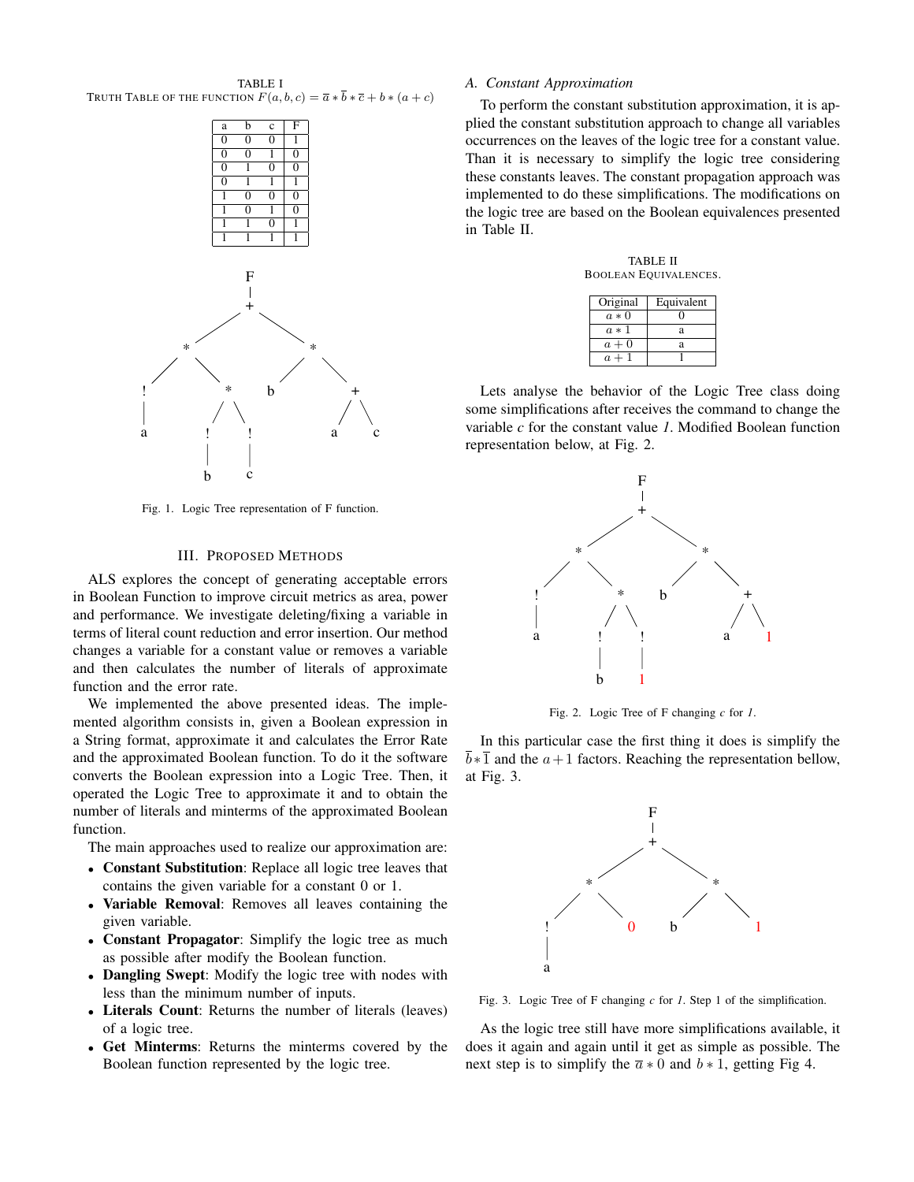TABLE I
TRUTH TABLE OF THE FUNCTION $F(a,b,c) = \overline{a} * \overline{b} * \overline{c} + b * (a + c)$

| a | b | c | F |
|---|---|---|---|
| 0 | 0 | 0 | 1 |
| 0 | 0 | 1 | 0 |
| 0 | 1 | 0 | 0 |
| 0 | 1 | 1 | 1 |
| 1 | 0 | 0 | 0 |
| 1 | 0 | 1 | 0 |
| 1 | 1 | 0 | 1 |
| 1 | 1 | 1 | 1 |

Fig. 1. Logic Tree representation of F function.

## III. PROPOSED METHODS

ALS explores the concept of generating acceptable errors in Boolean Function to improve circuit metrics as area, power and performance. We investigate deleting/fixing a variable in terms of literal count reduction and error insertion. Our method changes a variable for a constant value or removes a variable and then calculates the number of literals of approximate function and the error rate.

We implemented the above presented ideas. The implemented algorithm consists in, given a Boolean expression in a String format, approximate it and calculates the Error Rate and the approximated Boolean function. To do it the software converts the Boolean expression into a Logic Tree. Then, it operated the Logic Tree to approximate it and to obtain the number of literals and minterms of the approximated Boolean function.

The main approaches used to realize our approximation are:

- **Constant Substitution**: Replace all logic tree leaves that contains the given variable for a constant 0 or 1.
- **Variable Removal**: Removes all leaves containing the given variable.
- **Constant Propagator**: Simplify the logic tree as much as possible after modify the Boolean function.
- **Dangling Swept**: Modify the logic tree with nodes with less than the minimum number of inputs.
- **Literals Count**: Returns the number of literals (leaves) of a logic tree.
- **Get Minterms**: Returns the minterms covered by the Boolean function represented by the logic tree.

### A. Constant Approximation

To perform the constant substitution approximation, it is applied the constant substitution approach to change all variables occurrences on the leaves of the logic tree for a constant value. Than it is necessary to simplify the logic tree considering these constants leaves. The constant propagation approach was implemented to do these simplifications. The modifications on the logic tree are based on the Boolean equivalences presented in Table II.

TABLE II
BOOLEAN EQUIVALENCES.

| Original | Equivalent |
|---|---|
| $a * 0$ | 0 |
| $a * 1$ | a |
| $a + 0$ | a |
| $a + 1$ | 1 |

Lets analyse the behavior of the Logic Tree class doing some simplifications after receives the command to change the variable $c$ for the constant value *1*. Modified Boolean function representation below, at Fig. 2.

Fig. 2. Logic Tree of F changing $c$ for *1*.

In this particular case the first thing it does is simplify the $\overline{b} * \overline{1}$ and the $a + 1$ factors. Reaching the representation bellow, at Fig. 3.

Fig. 3. Logic Tree of F changing $c$ for *1*. Step 1 of the simplification.

As the logic tree still have more simplifications available, it does it again and again until it get as simple as possible. The next step is to simplify the $\overline{a} * 0$ and $b * 1$, getting Fig 4.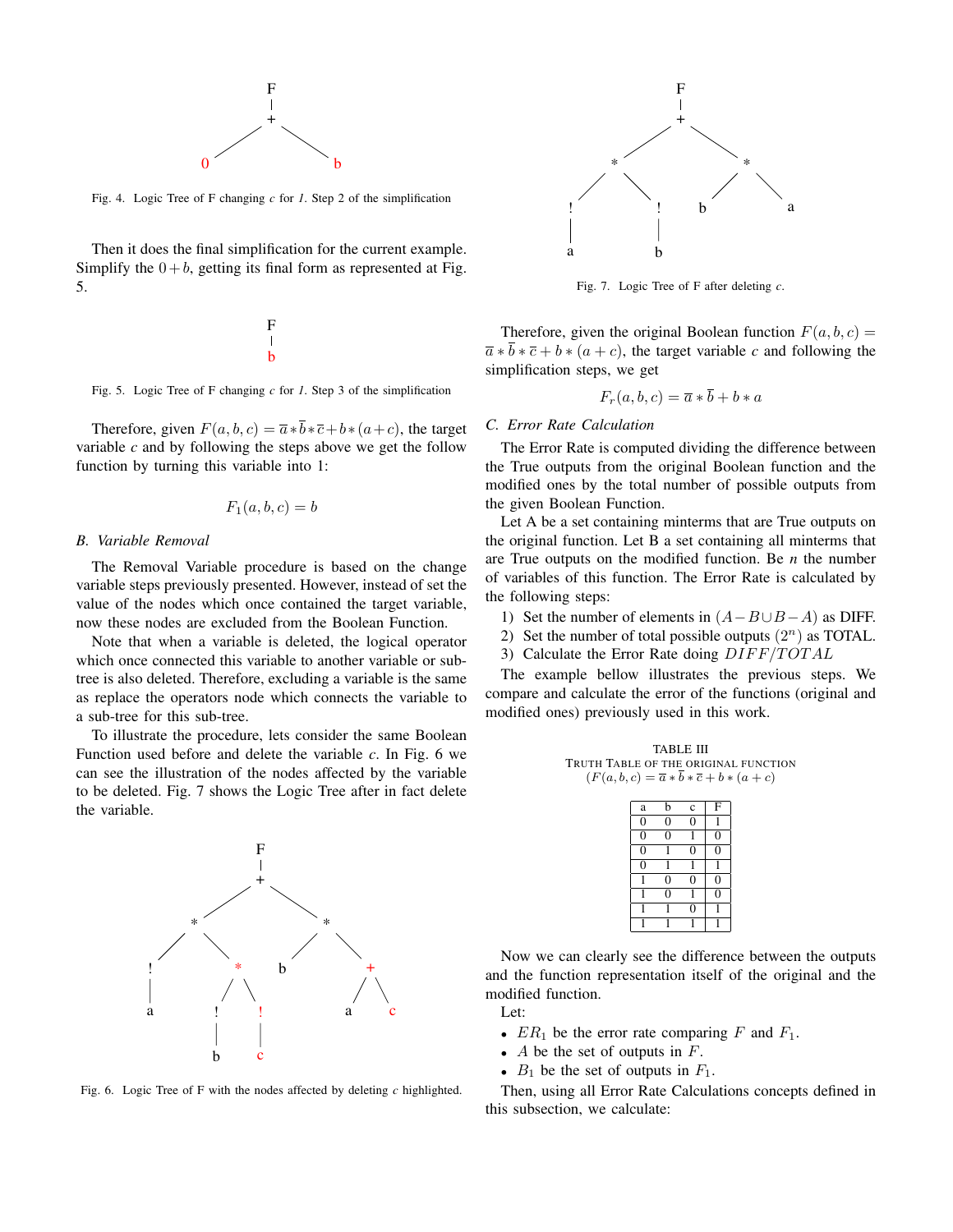Fig. 4. Logic Tree of F changing $c$ for *1*. Step 2 of the simplification

Then it does the final simplification for the current example. Simplify the $0+b$, getting its final form as represented at Fig. 5.

Fig. 5. Logic Tree of F changing $c$ for *1*. Step 3 of the simplification

Therefore, given $F(a,b,c) = \overline{a}*\overline{b}*\overline{c}+b*(a+c)$, the target variable $c$ and by following the steps above we get the follow function by turning this variable into 1:

$$F_1(a,b,c) = b$$

### *B. Variable Removal*

The Removal Variable procedure is based on the change variable steps previously presented. However, instead of set the value of the nodes which once contained the target variable, now these nodes are excluded from the Boolean Function.

Note that when a variable is deleted, the logical operator which once connected this variable to another variable or sub-tree is also deleted. Therefore, excluding a variable is the same as replace the operators node which connects the variable to a sub-tree for this sub-tree.

To illustrate the procedure, lets consider the same Boolean Function used before and delete the variable $c$. In Fig. 6 we can see the illustration of the nodes affected by the variable to be deleted. Fig. 7 shows the Logic Tree after in fact delete the variable.

Fig. 6. Logic Tree of F with the nodes affected by deleting $c$ highlighted.

Fig. 7. Logic Tree of F after deleting $c$.

Therefore, given the original Boolean function $F(a,b,c) = \overline{a}*\overline{b}*\overline{c}+b*(a+c)$, the target variable $c$ and following the simplification steps, we get

$$F_r(a,b,c) = \overline{a}*\overline{b}+b*a$$

### *C. Error Rate Calculation*

The Error Rate is computed dividing the difference between the True outputs from the original Boolean function and the modified ones by the total number of possible outputs from the given Boolean Function.

Let A be a set containing minterms that are True outputs on the original function. Let B a set containing all minterms that are True outputs on the modified function. Be *n* the number of variables of this function. The Error Rate is calculated by the following steps:

1) Set the number of elements in $(A-B \cup B-A)$ as DIFF.
2) Set the number of total possible outputs $(2^n)$ as TOTAL.
3) Calculate the Error Rate doing $DIFF/TOTAL$

The example bellow illustrates the previous steps. We compare and calculate the error of the functions (original and modified ones) previously used in this work.

TABLE III
TRUTH TABLE OF THE ORIGINAL FUNCTION
$(F(a,b,c) = \overline{a}*\overline{b}*\overline{c}+b*(a+c)$

| a | b | c | F |
|---|---|---|---|
| 0 | 0 | 0 | 1 |
| 0 | 0 | 1 | 0 |
| 0 | 1 | 0 | 0 |
| 0 | 1 | 1 | 1 |
| 1 | 0 | 0 | 0 |
| 1 | 0 | 1 | 0 |
| 1 | 1 | 0 | 1 |
| 1 | 1 | 1 | 1 |

Now we can clearly see the difference between the outputs and the function representation itself of the original and the modified function.

Let:

- $ER_1$ be the error rate comparing $F$ and $F_1$.
- $A$ be the set of outputs in $F$.
- $B_1$ be the set of outputs in $F_1$.

Then, using all Error Rate Calculations concepts defined in this subsection, we calculate: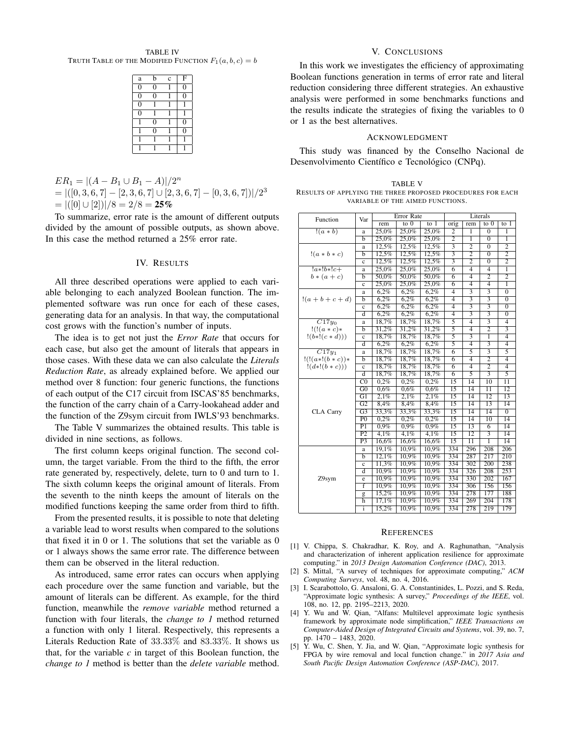TABLE IV
TRUTH TABLE OF THE MODIFIED FUNCTION $F_1(a, b, c) = b$

| a | b | c | F |
|---|---|---|---|
| 0 | 0 | 1 | 0 |
| 0 | 0 | 1 | 0 |
| 0 | 1 | 1 | 1 |
| 0 | 1 | 1 | 1 |
| 1 | 0 | 1 | 0 |
| 1 | 0 | 1 | 0 |
| 1 | 1 | 1 | 1 |
| 1 | 1 | 1 | 1 |

$$ER_1 = |(A - B_1 \cup B_1 - A)|/2^n$$
$$= |([0, 3, 6, 7] - [2, 3, 6, 7] \cup [2, 3, 6, 7] - [0, 3, 6, 7])|/2^3$$
$$= |([0] \cup [2])|/8 = 2/8 = \mathbf{25\%}$$

To summarize, error rate is the amount of different outputs divided by the amount of possible outputs, as shown above. In this case the method returned a 25% error rate.

## IV. RESULTS

All three described operations were applied to each variable belonging to each analyzed Boolean function. The implemented software was run once for each of these cases, generating data for an analysis. In that way, the computational cost grows with the function's number of inputs.

The idea is to get not just the *Error Rate* that occurs for each case, but also get the amount of literals that appears in those cases. With these data we can also calculate the *Literals Reduction Rate*, as already explained before. We applied our method over 8 function: four generic functions, the functions of each output of the C17 circuit from ISCAS'85 benchmarks, the function of the carry chain of a Carry-lookahead adder and the function of the Z9sym circuit from IWLS'93 benchmarks.

The Table V summarizes the obtained results. This table is divided in nine sections, as follows.

The first column keeps original function. The second column, the target variable. From the third to the fifth, the error rate generated by, respectively, delete, turn to 0 and turn to 1. The sixth column keeps the original amount of literals. From the seventh to the ninth keeps the amount of literals on the modified functions keeping the same order from third to fifth.

From the presented results, it is possible to note that deleting a variable lead to worst results when compared to the solutions that fixed it in 0 or 1. The solutions that set the variable as 0 or 1 always shows the same error rate. The difference between them can be observed in the literal reduction.

As introduced, same error rates can occurs when applying each procedure over the same function and variable, but the amount of literals can be different. As example, for the third function, meanwhile the *remove variable* method returned a function with four literals, the *change to 1* method returned a function with only 1 literal. Respectively, this represents a Literals Reduction Rate of $33.33\%$ and $83.33\%$. It shows us that, for the variable $c$ in target of this Boolean function, the *change to 1* method is better than the *delete variable* method.

## V. CONCLUSIONS

In this work we investigates the efficiency of approximating Boolean functions generation in terms of error rate and literal reduction considering three different strategies. An exhaustive analysis were performed in some benchmarks functions and the results indicate the strategies of fixing the variables to 0 or 1 as the best alternatives.

## ACKNOWLEDGMENT

This study was financed by the Conselho Nacional de Desenvolvimento Científico e Tecnológico (CNPq).

TABLE V
RESULTS OF APPLYING THE THREE PROPOSED PROCEDURES FOR EACH VARIABLE OF THE AIMED FUNCTIONS.

| Function | Var | Error Rate | | | Literals | | | |
|---|---|---|---|---|---|---|---|---|
| | | rem | to 0 | to 1 | orig | rem | to 0 | to 1 |
| $!(a * b)$ | a | 25,0% | 25,0% | 25,0% | 2 | 1 | 0 | 1 |
| | b | 25,0% | 25,0% | 25,0% | 2 | 1 | 0 | 1 |
| $!(a * b * c)$ | a | 12,5% | 12,5% | 12,5% | 3 | 2 | 0 | 2 |
| | b | 12,5% | 12,5% | 12,5% | 3 | 2 | 0 | 2 |
| | c | 12,5% | 12,5% | 12,5% | 3 | 2 | 0 | 2 |
| $!a*!b*!c+ b*(a+c)$ | a | 25,0% | 25,0% | 25,0% | 6 | 4 | 4 | 1 |
| | b | 50,0% | 50,0% | 50,0% | 6 | 4 | 2 | 2 |
| | c | 25,0% | 25,0% | 25,0% | 6 | 4 | 4 | 1 |
| $!(a + b + c + d)$ | a | 6,2% | 6,2% | 6,2% | 4 | 3 | 3 | 0 |
| | b | 6,2% | 6,2% | 6,2% | 4 | 3 | 3 | 0 |
| | c | 6,2% | 6,2% | 6,2% | 4 | 3 | 3 | 0 |
| | d | 6,2% | 6,2% | 6,2% | 4 | 3 | 3 | 0 |
| $C17y_0$ $!(!(a*c)*$ $!(b*!(c*d)))$ | a | 18,7% | 18,7% | 18,7% | 5 | 4 | 3 | 4 |
| | b | 31,2% | 31,2% | 31,2% | 5 | 4 | 2 | 3 |
| | c | 18,7% | 18,7% | 18,7% | 5 | 3 | 1 | 4 |
| | d | 6,2% | 6,2% | 6,2% | 5 | 4 | 3 | 4 |
| $C17y_1$ $!(!(a*!(b*c))*$ $!(d*!(b*c)))$ | a | 18,7% | 18,7% | 18,7% | 6 | 5 | 3 | 5 |
| | b | 18,7% | 18,7% | 18,7% | 6 | 4 | 2 | 4 |
| | c | 18,7% | 18,7% | 18,7% | 6 | 4 | 2 | 4 |
| | d | 18,7% | 18,7% | 18,7% | 6 | 5 | 3 | 5 |
| CLA Carry | C0 | 0,2% | 0,2% | 0,2% | 15 | 14 | 10 | 11 |
| | G0 | 0,6% | 0,6% | 0,6% | 15 | 14 | 11 | 12 |
| | G1 | 2,1% | 2,1% | 2,1% | 15 | 14 | 12 | 13 |
| | G2 | 8,4% | 8,4% | 8,4% | 15 | 14 | 13 | 14 |
| | G3 | 33,3% | 33,3% | 33,3% | 15 | 14 | 14 | 0 |
| | P0 | 0,2% | 0,2% | 0,2% | 15 | 14 | 10 | 14 |
| | P1 | 0,9% | 0,9% | 0,9% | 15 | 13 | 6 | 14 |
| | P2 | 4,1% | 4,1% | 4,1% | 15 | 12 | 3 | 14 |
| | P3 | 16,6% | 16,6% | 16,6% | 15 | 11 | 1 | 14 |
| Z9sym | a | 19,1% | 10,9% | 10,9% | 334 | 296 | 208 | 206 |
| | b | 12,1% | 10,9% | 10,9% | 334 | 287 | 217 | 210 |
| | c | 11,3% | 10,9% | 10,9% | 334 | 302 | 200 | 238 |
| | d | 10,9% | 10,9% | 10,9% | 334 | 326 | 208 | 253 |
| | e | 10,9% | 10,9% | 10,9% | 334 | 330 | 202 | 167 |
| | f | 10,9% | 10,9% | 10,9% | 334 | 306 | 156 | 156 |
| | g | 15,2% | 10,9% | 10,9% | 334 | 278 | 177 | 188 |
| | h | 17,1% | 10,9% | 10,9% | 334 | 269 | 204 | 178 |
| | i | 15,2% | 10,9% | 10,9% | 334 | 278 | 219 | 179 |

## REFERENCES

[1] V. Chippa, S. Chakradhar, K. Roy, and A. Raghunathan, "Analysis and characterization of inherent application resilience for approximate computing." in *2013 Design Automation Conference (DAC)*, 2013.

[2] S. Mittal, "A survey of techniques for approximate computing," *ACM Computing Surveys*, vol. 48, no. 4, 2016.

[3] I. Scarabottolo, G. Ansaloni, G. A. Constantinides, L. Pozzi, and S. Reda, "Approximate logic synthesis: A survey," *Proceedings of the IEEE*, vol. 108, no. 12, pp. 2195–2213, 2020.

[4] Y. Wu and W. Qian, "Alfans: Multilevel approximate logic synthesis framework by approximate node simplification," *IEEE Transactions on Computer-Aided Design of Integrated Circuits and Systems*, vol. 39, no. 7, pp. 1470 – 1483, 2020.

[5] Y. Wu, C. Shen, Y. Jia, and W. Qian, "Approximate logic synthesis for FPGA by wire removal and local function change." in *2017 Asia and South Pacific Design Automation Conference (ASP-DAC)*, 2017.